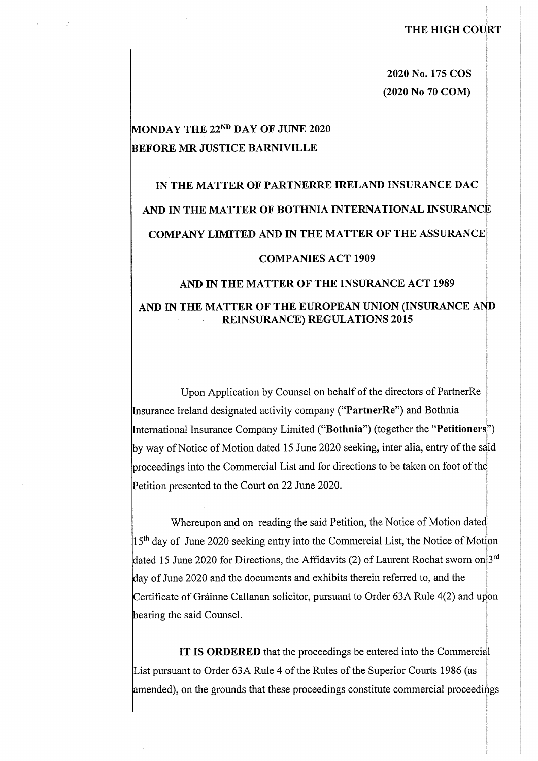**THE HIGH COURT**

**2020 No. 175 COS**
**(2020 No 70 COM)**

**MONDAY THE 22$^{ND}$ DAY OF JUNE 2020**
**BEFORE MR JUSTICE BARNIVILLE**

**IN THE MATTER OF PARTNERRE IRELAND INSURANCE DAC**

**AND IN THE MATTER OF BOTHNIA INTERNATIONAL INSURANCE COMPANY LIMITED AND IN THE MATTER OF THE ASSURANCE COMPANIES ACT 1909**

**AND IN THE MATTER OF THE INSURANCE ACT 1989**

**AND IN THE MATTER OF THE EUROPEAN UNION (INSURANCE AND REINSURANCE) REGULATIONS 2015**

Upon Application by Counsel on behalf of the directors of PartnerRe Insurance Ireland designated activity company ("**PartnerRe**") and Bothnia International Insurance Company Limited ("**Bothnia**") (together the "**Petitioners**") by way of Notice of Motion dated 15 June 2020 seeking, inter alia, entry of the said proceedings into the Commercial List and for directions to be taken on foot of the Petition presented to the Court on 22 June 2020.

Whereupon and on reading the said Petition, the Notice of Motion dated 15$^{th}$ day of June 2020 seeking entry into the Commercial List, the Notice of Motion dated 15 June 2020 for Directions, the Affidavits (2) of Laurent Rochat sworn on 3$^{rd}$ day of June 2020 and the documents and exhibits therein referred to, and the Certificate of Gráinne Callanan solicitor, pursuant to Order 63A Rule 4(2) and upon hearing the said Counsel.

**IT IS ORDERED** that the proceedings be entered into the Commercial List pursuant to Order 63A Rule 4 of the Rules of the Superior Courts 1986 (as amended), on the grounds that these proceedings constitute commercial proceedings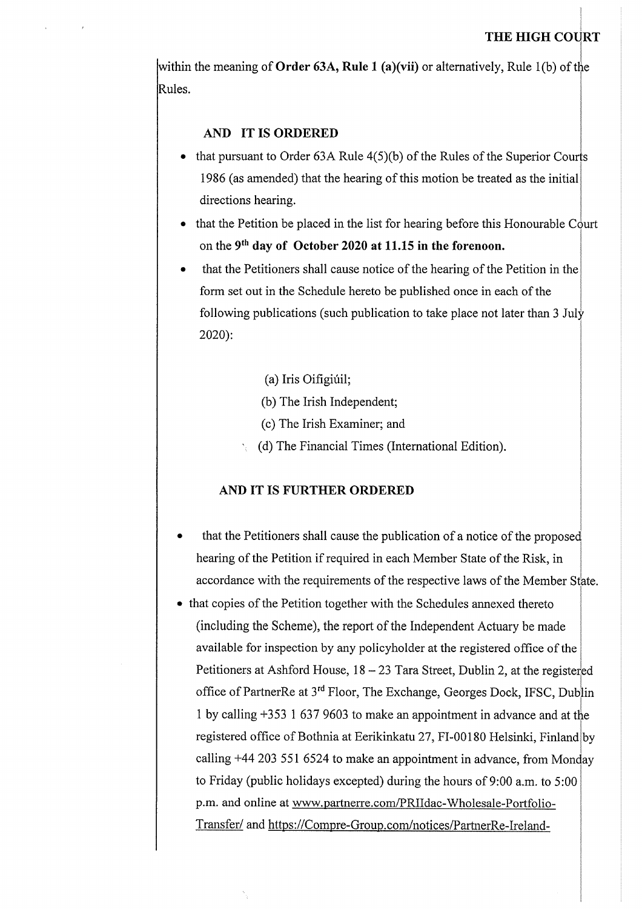within the meaning of **Order 63A, Rule 1 (a)(vii)** or alternatively, Rule 1(b) of the Rules.

**AND IT IS ORDERED**

- that pursuant to Order 63A Rule 4(5)(b) of the Rules of the Superior Courts 1986 (as amended) that the hearing of this motion be treated as the initial directions hearing.
- that the Petition be placed in the list for hearing before this Honourable Court on the **9th day of October 2020 at 11.15 in the forenoon.**
- that the Petitioners shall cause notice of the hearing of the Petition in the form set out in the Schedule hereto be published once in each of the following publications (such publication to take place not later than 3 July 2020):

  (a) Iris Oifigiúil;

  (b) The Irish Independent;

  (c) The Irish Examiner; and

  (d) The Financial Times (International Edition).

**AND IT IS FURTHER ORDERED**

- that the Petitioners shall cause the publication of a notice of the proposed hearing of the Petition if required in each Member State of the Risk, in accordance with the requirements of the respective laws of the Member State.
- that copies of the Petition together with the Schedules annexed thereto (including the Scheme), the report of the Independent Actuary be made available for inspection by any policyholder at the registered office of the Petitioners at Ashford House, 18 – 23 Tara Street, Dublin 2, at the registered office of PartnerRe at 3rd Floor, The Exchange, Georges Dock, IFSC, Dublin 1 by calling +353 1 637 9603 to make an appointment in advance and at the registered office of Bothnia at Eerikinkatu 27, FI-00180 Helsinki, Finland by calling +44 203 551 6524 to make an appointment in advance, from Monday to Friday (public holidays excepted) during the hours of 9:00 a.m. to 5:00 p.m. and online at www.partnerre.com/PRIIdac-Wholesale-Portfolio-Transfer/ and https://Compre-Group.com/notices/PartnerRe-Ireland-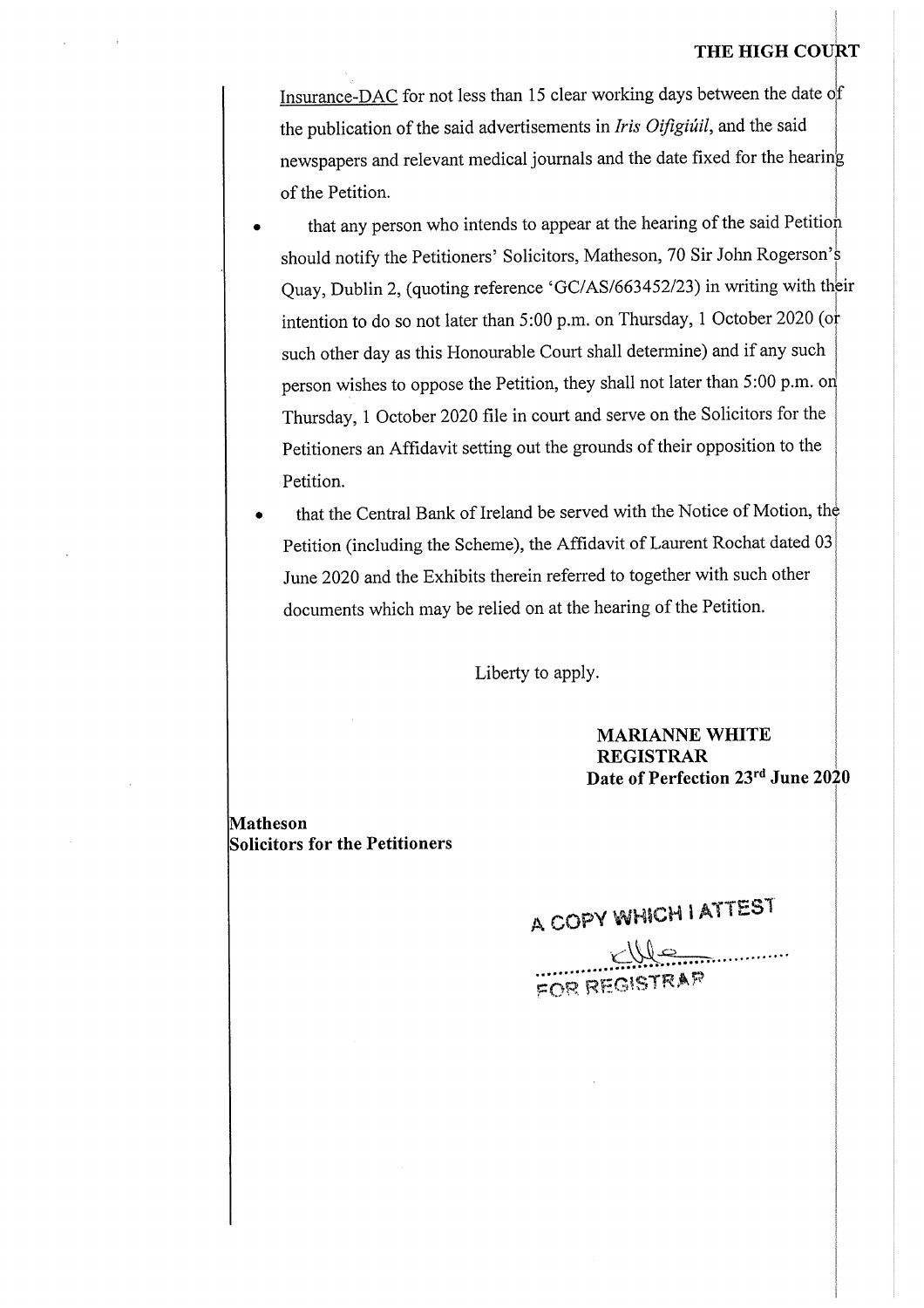Insurance-DAC for not less than 15 clear working days between the date of the publication of the said advertisements in *Iris Oifigiúil*, and the said newspapers and relevant medical journals and the date fixed for the hearing of the Petition.

- that any person who intends to appear at the hearing of the said Petition should notify the Petitioners' Solicitors, Matheson, 70 Sir John Rogerson's Quay, Dublin 2, (quoting reference 'GC/AS/663452/23) in writing with their intention to do so not later than 5:00 p.m. on Thursday, 1 October 2020 (or such other day as this Honourable Court shall determine) and if any such person wishes to oppose the Petition, they shall not later than 5:00 p.m. on Thursday, 1 October 2020 file in court and serve on the Solicitors for the Petitioners an Affidavit setting out the grounds of their opposition to the Petition.
- that the Central Bank of Ireland be served with the Notice of Motion, the Petition (including the Scheme), the Affidavit of Laurent Rochat dated 03 June 2020 and the Exhibits therein referred to together with such other documents which may be relied on at the hearing of the Petition.

Liberty to apply.

**MARIANNE WHITE**
**REGISTRAR**
**Date of Perfection 23rd June 2020**

**Matheson**
**Solicitors for the Petitioners**

A COPY WHICH I ATTEST

..........................................

FOR REGISTRAR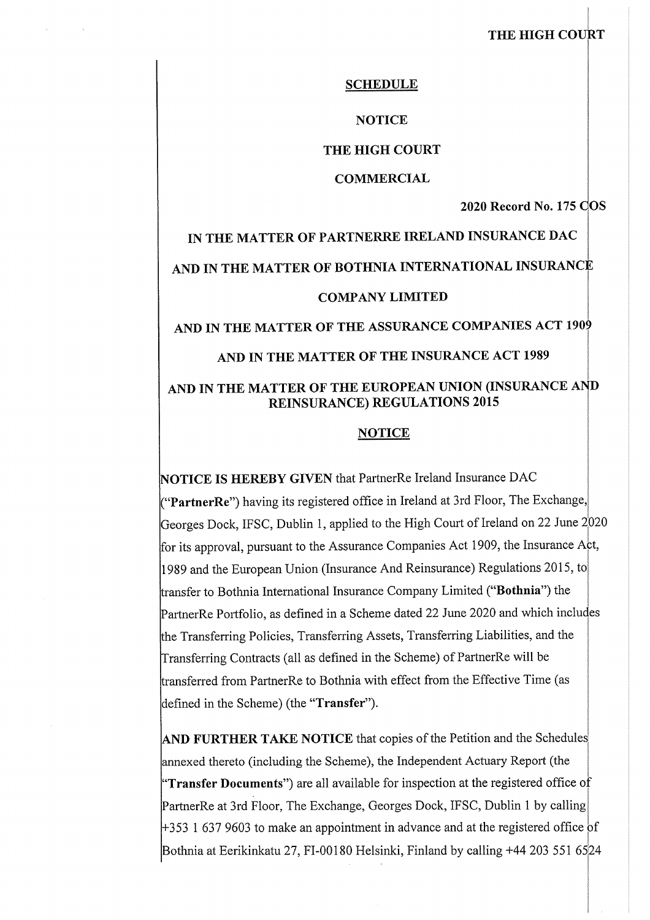**THE HIGH COURT**

## SCHEDULE

**NOTICE**

**THE HIGH COURT**

**COMMERCIAL**

**2020 Record No. 175 COS**

**IN THE MATTER OF PARTNERRE IRELAND INSURANCE DAC**

**AND IN THE MATTER OF BOTHNIA INTERNATIONAL INSURANCE COMPANY LIMITED**

**AND IN THE MATTER OF THE ASSURANCE COMPANIES ACT 1909**

**AND IN THE MATTER OF THE INSURANCE ACT 1989**

**AND IN THE MATTER OF THE EUROPEAN UNION (INSURANCE AND REINSURANCE) REGULATIONS 2015**

## NOTICE

**NOTICE IS HEREBY GIVEN** that PartnerRe Ireland Insurance DAC ("**PartnerRe**") having its registered office in Ireland at 3rd Floor, The Exchange, Georges Dock, IFSC, Dublin 1, applied to the High Court of Ireland on 22 June 2020 for its approval, pursuant to the Assurance Companies Act 1909, the Insurance Act, 1989 and the European Union (Insurance And Reinsurance) Regulations 2015, to transfer to Bothnia International Insurance Company Limited ("**Bothnia**") the PartnerRe Portfolio, as defined in a Scheme dated 22 June 2020 and which includes the Transferring Policies, Transferring Assets, Transferring Liabilities, and the Transferring Contracts (all as defined in the Scheme) of PartnerRe will be transferred from PartnerRe to Bothnia with effect from the Effective Time (as defined in the Scheme) (the "**Transfer**").

**AND FURTHER TAKE NOTICE** that copies of the Petition and the Schedules annexed thereto (including the Scheme), the Independent Actuary Report (the "**Transfer Documents**") are all available for inspection at the registered office of PartnerRe at 3rd Floor, The Exchange, Georges Dock, IFSC, Dublin 1 by calling +353 1 637 9603 to make an appointment in advance and at the registered office of Bothnia at Eerikinkatu 27, FI-00180 Helsinki, Finland by calling +44 203 551 6524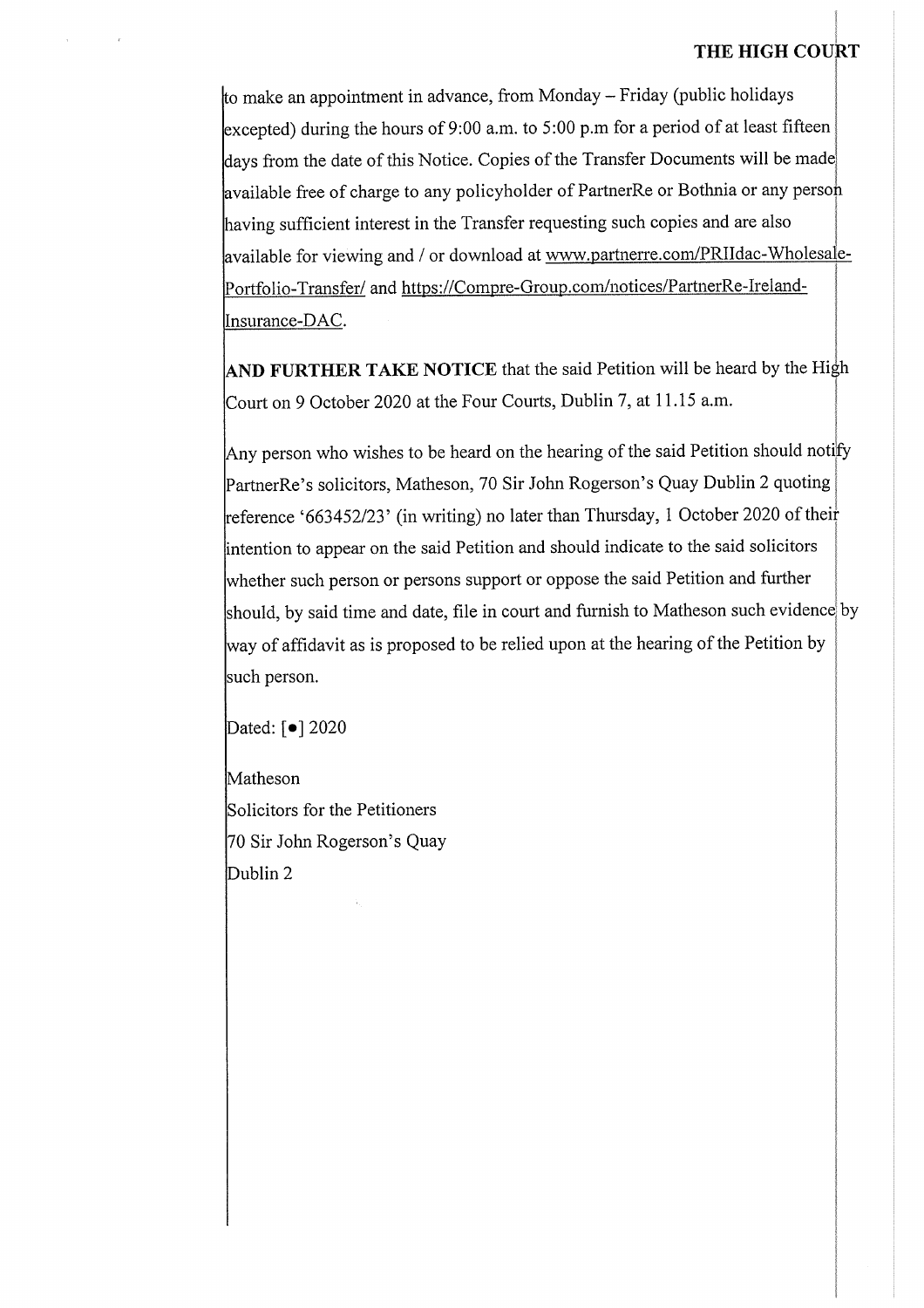to make an appointment in advance, from Monday – Friday (public holidays excepted) during the hours of 9:00 a.m. to 5:00 p.m for a period of at least fifteen days from the date of this Notice. Copies of the Transfer Documents will be made available free of charge to any policyholder of PartnerRe or Bothnia or any person having sufficient interest in the Transfer requesting such copies and are also available for viewing and / or download at www.partnerre.com/PRIIdac-Wholesale-Portfolio-Transfer/ and https://Compre-Group.com/notices/PartnerRe-Ireland-Insurance-DAC.

**AND FURTHER TAKE NOTICE** that the said Petition will be heard by the High Court on 9 October 2020 at the Four Courts, Dublin 7, at 11.15 a.m.

Any person who wishes to be heard on the hearing of the said Petition should notify PartnerRe's solicitors, Matheson, 70 Sir John Rogerson's Quay Dublin 2 quoting reference '663452/23' (in writing) no later than Thursday, 1 October 2020 of their intention to appear on the said Petition and should indicate to the said solicitors whether such person or persons support or oppose the said Petition and further should, by said time and date, file in court and furnish to Matheson such evidence by way of affidavit as is proposed to be relied upon at the hearing of the Petition by such person.

Dated: [•] 2020

Matheson
Solicitors for the Petitioners
70 Sir John Rogerson's Quay
Dublin 2